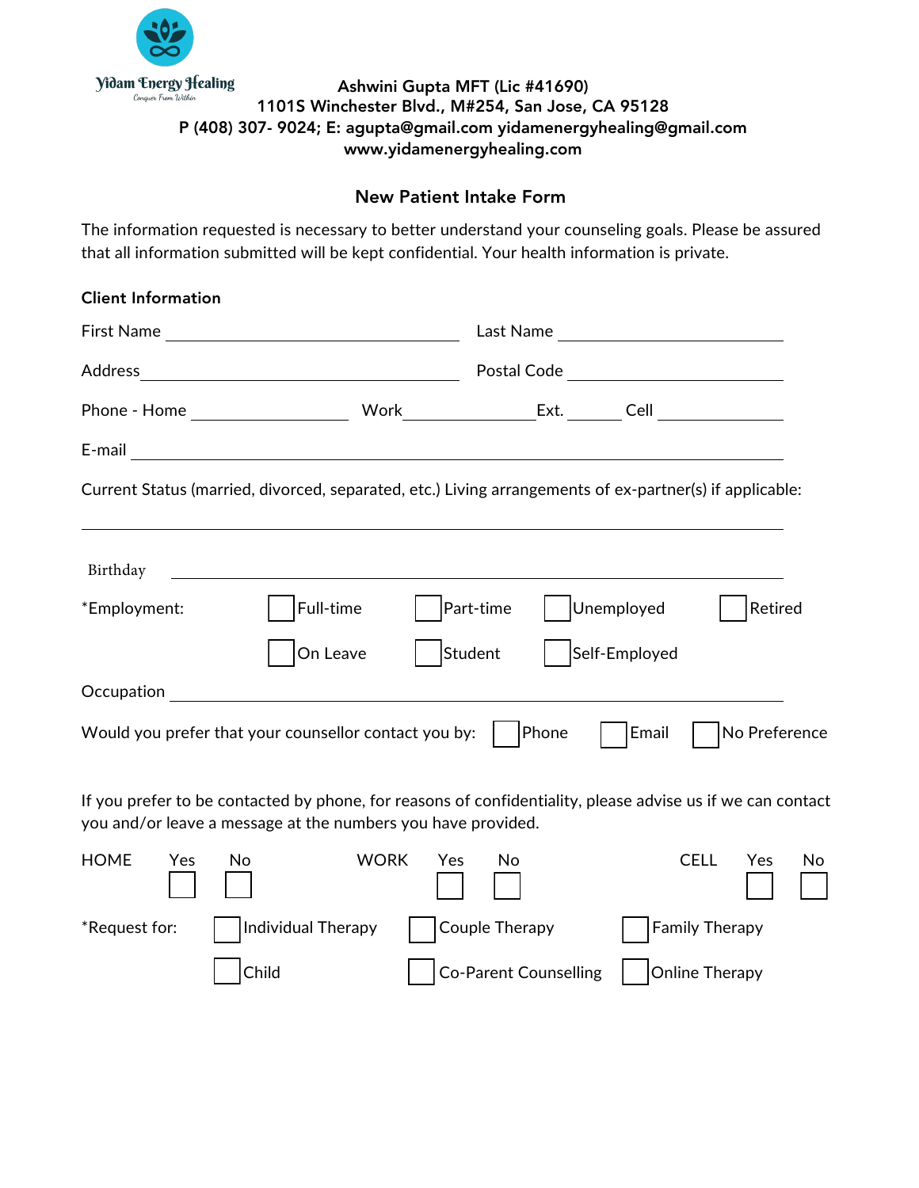Yidam Energy Healing
Conquer From Within

**Ashwini Gupta MFT (Lic #41690)**
**1101S Winchester Blvd., M#254, San Jose, CA 95128**
**P (408) 307- 9024; E: agupta@gmail.com yidamenergyhealing@gmail.com**
**www.yidamenergyhealing.com**

## New Patient Intake Form

The information requested is necessary to better understand your counseling goals. Please be assured that all information submitted will be kept confidential. Your health information is private.

### Client Information

First Name ______________________ Last Name ______________________

Address ______________________ Postal Code ______________________

Phone - Home ______________ Work ______________ Ext. ________ Cell ______________

E-mail ______________________________________________

Current Status (married, divorced, separated, etc.) Living arrangements of ex-partner(s) if applicable:

______________________________________________

Birthday ______________________________________________

*Employment: ☐ Full-time ☐ Part-time ☐ Unemployed ☐ Retired ☐ On Leave ☐ Student ☐ Self-Employed

Occupation ______________________________________________

Would you prefer that your counsellor contact you by: ☐ Phone ☐ Email ☐ No Preference

If you prefer to be contacted by phone, for reasons of confidentiality, please advise us if we can contact you and/or leave a message at the numbers you have provided.

| HOME | | WORK | | CELL | |
|---|---|---|---|---|---|
| Yes | No | Yes | No | Yes | No |
| ☐ | ☐ | ☐ | ☐ | ☐ | ☐ |

*Request for: ☐ Individual Therapy ☐ Couple Therapy ☐ Family Therapy ☐ Child ☐ Co-Parent Counselling ☐ Online Therapy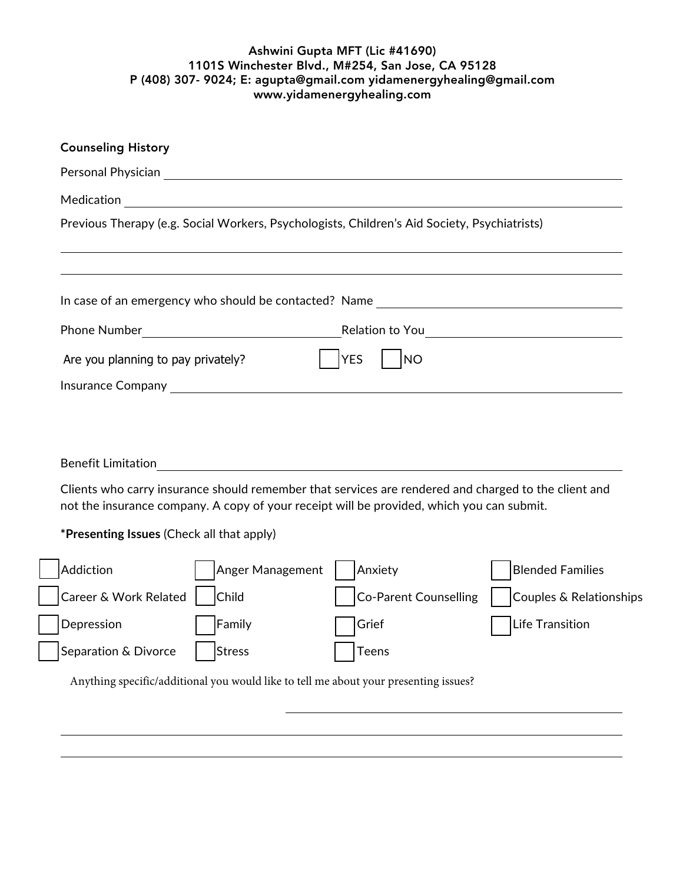Ashwini Gupta MFT (Lic #41690)
1101S Winchester Blvd., M#254, San Jose, CA 95128
P (408) 307- 9024; E: agupta@gmail.com yidamenergyhealing@gmail.com
www.yidamenergyhealing.com

**Counseling History**

Personal Physician ______________________________

Medication ______________________________

Previous Therapy (e.g. Social Workers, Psychologists, Children's Aid Society, Psychiatrists)

______________________________

______________________________

In case of an emergency who should be contacted? Name ______________________________

Phone Number ______________ Relation to You ______________

Are you planning to pay privately? ☐ YES ☐ NO

Insurance Company ______________________________

Benefit Limitation ______________________________

Clients who carry insurance should remember that services are rendered and charged to the client and not the insurance company. A copy of your receipt will be provided, which you can submit.

\***Presenting Issues** (Check all that apply)

| | | | |
|---|---|---|---|
| ☐ Addiction | ☐ Anger Management | ☐ Anxiety | ☐ Blended Families |
| ☐ Career & Work Related | ☐ Child | ☐ Co-Parent Counselling | ☐ Couples & Relationships |
| ☐ Depression | ☐ Family | ☐ Grief | ☐ Life Transition |
| ☐ Separation & Divorce | ☐ Stress | ☐ Teens | |

Anything specific/additional you would like to tell me about your presenting issues?

______________________________

______________________________

______________________________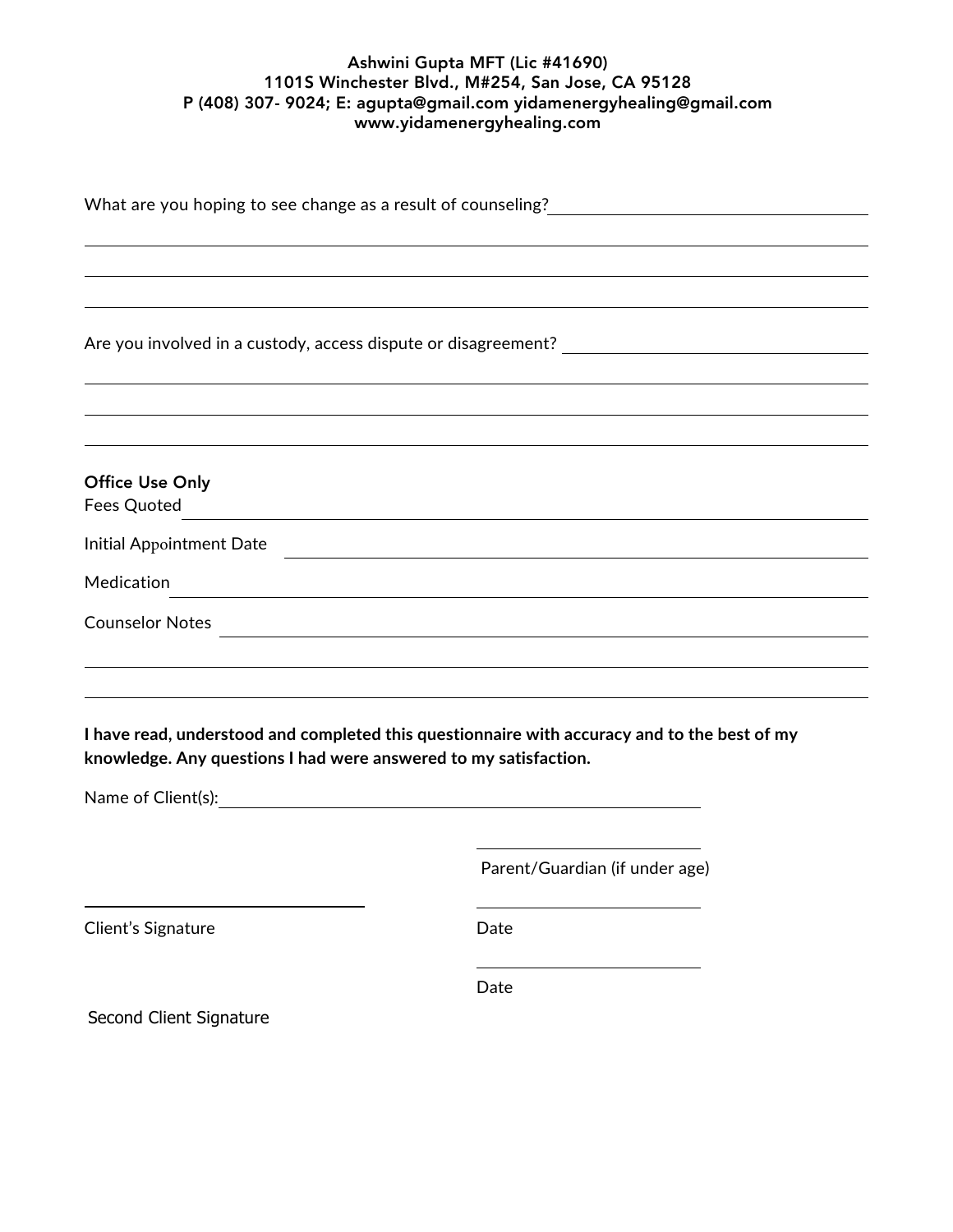**Ashwini Gupta MFT (Lic #41690)**
**1101S Winchester Blvd., M#254, San Jose, CA 95128**
**P (408) 307- 9024; E: agupta@gmail.com yidamenergyhealing@gmail.com**
**www.yidamenergyhealing.com**

What are you hoping to see change as a result of counseling? ______________________

_____________________________________________

_____________________________________________

_____________________________________________

Are you involved in a custody, access dispute or disagreement? ______________________

_____________________________________________

_____________________________________________

_____________________________________________

**Office Use Only**

Fees Quoted ______________________

Initial Appointment Date ______________________

Medication ______________________

Counselor Notes ______________________

_____________________________________________

_____________________________________________

**I have read, understood and completed this questionnaire with accuracy and to the best of my knowledge. Any questions I had were answered to my satisfaction.**

Name of Client(s): ______________________

______________________
Parent/Guardian (if under age)

______________________ ______________________
Client's Signature Date

______________________
Date

Second Client Signature